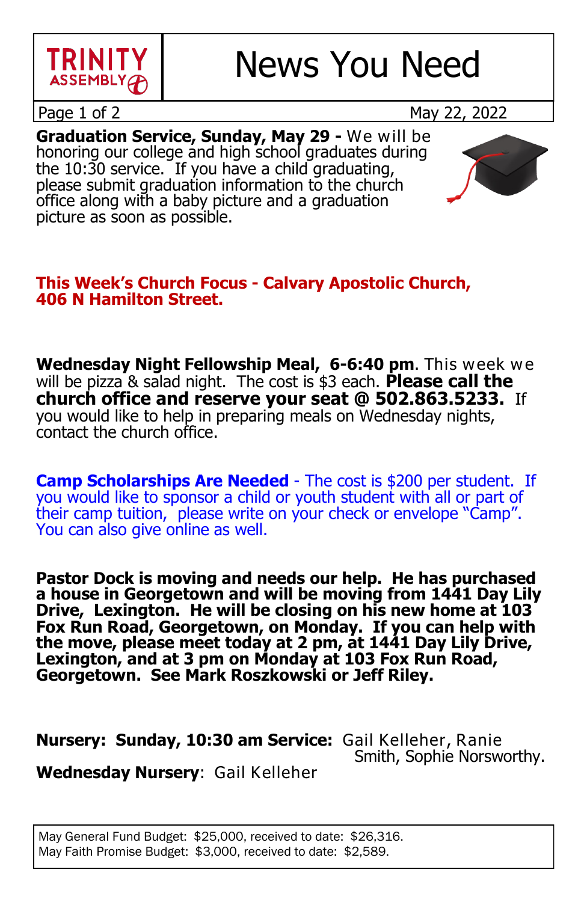# TRINITY ASSEMBLY — News You Need

May 22, 2022

**Graduation Service, Sunday, May 29 -** We will be honoring our college and high school graduates during the 10:30 service. If you have a child graduating, please submit graduation information to the church office along with a baby picture and a graduation picture as soon as possible.

**This Week's Church Focus - Calvary Apostolic Church, 406 N Hamilton Street.**

**Wednesday Night Fellowship Meal, 6-6:40 pm**. This week we will be pizza & salad night. The cost is $3 each. **Please call the church office and reserve your seat @ 502.863.5233.** If you would like to help in preparing meals on Wednesday nights, contact the church office.

**Camp Scholarships Are Needed** - The cost is $200 per student. If you would like to sponsor a child or youth student with all or part of their camp tuition, please write on your check or envelope "Camp". You can also give online as well.

**Pastor Dock is moving and needs our help. He has purchased a house in Georgetown and will be moving from 1441 Day Lily Drive, Lexington. He will be closing on his new home at 103 Fox Run Road, Georgetown, on Monday. If you can help with the move, please meet today at 2 pm, at 1441 Day Lily Drive, Lexington, and at 3 pm on Monday at 103 Fox Run Road, Georgetown. See Mark Roszkowski or Jeff Riley.**

**Nursery: Sunday, 10:30 am Service:** Gail Kelleher, Ranie Smith, Sophie Norsworthy.

**Wednesday Nursery**: Gail Kelleher

May General Fund Budget: $25,000, received to date: $26,316.
May Faith Promise Budget: $3,000, received to date: $2,589.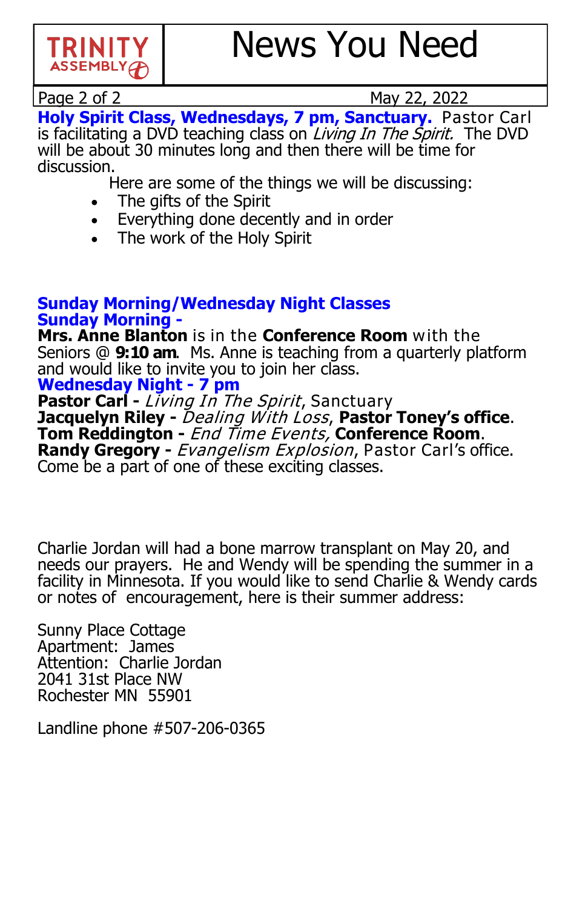# News You Need

May 22, 2022

**Holy Spirit Class, Wednesdays, 7 pm, Sanctuary.** Pastor Carl is facilitating a DVD teaching class on *Living In The Spirit.* The DVD will be about 30 minutes long and then there will be time for discussion.

Here are some of the things we will be discussing:

- The gifts of the Spirit
- Everything done decently and in order
- The work of the Holy Spirit

## Sunday Morning/Wednesday Night Classes

### Sunday Morning -

**Mrs. Anne Blanton** is in the **Conference Room** with the Seniors @ **9:10 am**. Ms. Anne is teaching from a quarterly platform and would like to invite you to join her class.

### Wednesday Night - 7 pm

**Pastor Carl -** *Living In The Spirit*, Sanctuary
**Jacquelyn Riley -** *Dealing With Loss*, **Pastor Toney's office**.
**Tom Reddington -** *End Time Events,* **Conference Room**.
**Randy Gregory -** *Evangelism Explosion*, Pastor Carl's office.
Come be a part of one of these exciting classes.

Charlie Jordan will had a bone marrow transplant on May 20, and needs our prayers. He and Wendy will be spending the summer in a facility in Minnesota. If you would like to send Charlie & Wendy cards or notes of encouragement, here is their summer address:

Sunny Place Cottage
Apartment: James
Attention: Charlie Jordan
2041 31st Place NW
Rochester MN 55901

Landline phone #507-206-0365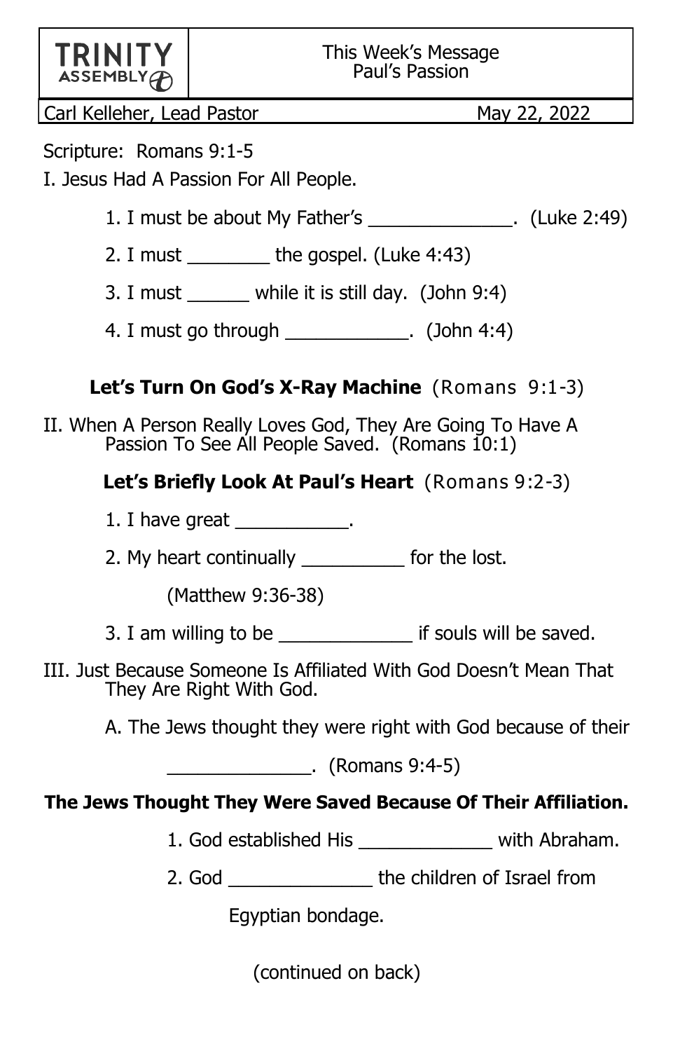| TRINITY ASSEMBLY | This Week's Message Paul's Passion |
|---|---|

Carl Kelleher, Lead Pastor May 22, 2022

Scripture: Romans 9:1-5

I. Jesus Had A Passion For All People.

1. I must be about My Father's ______________. (Luke 2:49)
2. I must ________ the gospel. (Luke 4:43)
3. I must ______ while it is still day. (John 9:4)
4. I must go through ____________. (John 4:4)

**Let's Turn On God's X-Ray Machine** (Romans 9:1-3)

II. When A Person Really Loves God, They Are Going To Have A Passion To See All People Saved. (Romans 10:1)

**Let's Briefly Look At Paul's Heart** (Romans 9:2-3)

1. I have great ___________.
2. My heart continually __________ for the lost.

   (Matthew 9:36-38)

3. I am willing to be _____________ if souls will be saved.

III. Just Because Someone Is Affiliated With God Doesn't Mean That They Are Right With God.

A. The Jews thought they were right with God because of their ______________. (Romans 9:4-5)

**The Jews Thought They Were Saved Because Of Their Affiliation.**

1. God established His _____________ with Abraham.
2. God ______________ the children of Israel from Egyptian bondage.

(continued on back)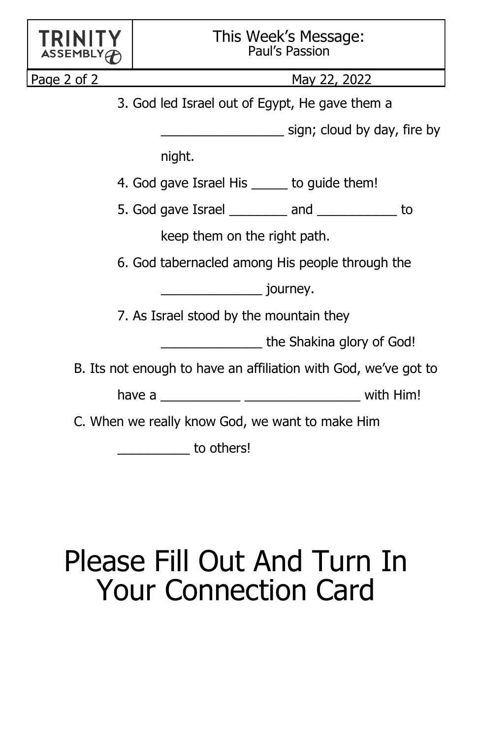3. God led Israel out of Egypt, He gave them a _________________ sign; cloud by day, fire by night.
4. God gave Israel His _____ to guide them!
5. God gave Israel ________ and ___________ to keep them on the right path.
6. God tabernacled among His people through the ______________ journey.
7. As Israel stood by the mountain they ______________ the Shakina glory of God!

B. Its not enough to have an affiliation with God, we've got to have a ___________ ________________ with Him!

C. When we really know God, we want to make Him __________ to others!

# Please Fill Out And Turn In Your Connection Card